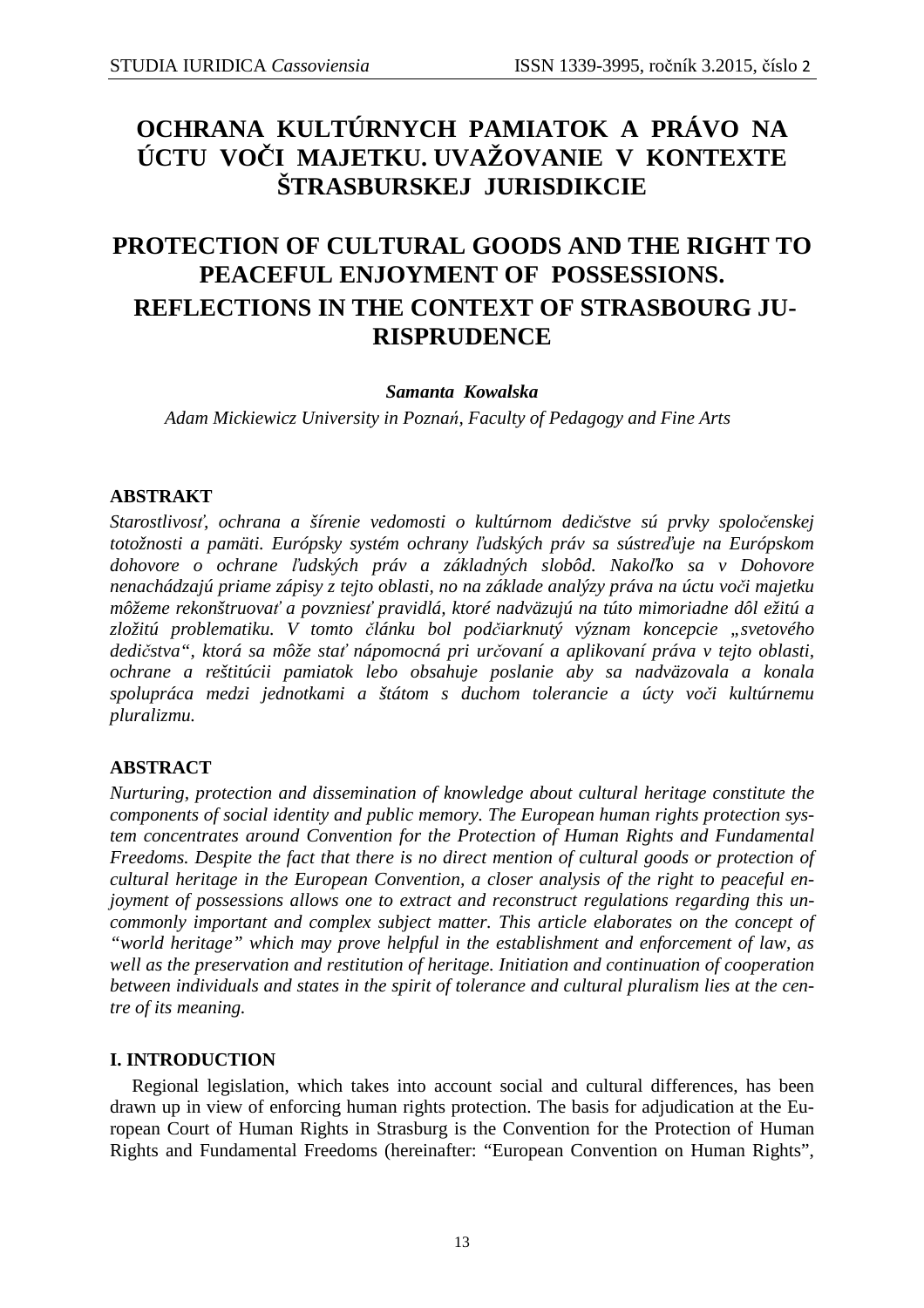# OCHRANA KULTÚRNYCH PAMIATOK A PRÁVO NA ÚCTU VOČI MAJETKU. UVAŽOVANIE V KONTEXTE ŠTRASBURSKEJ JURISDIKCIE

# PROTECTION OF CULTURAL GOODS AND THE RIGHT TO PEACEFUL ENJOYMENT OF POSSESSIONS. REFLECTIONS IN THE CONTEXT OF STRASBOURG JURISPRUDENCE

***Samanta Kowalska***

*Adam Mickiewicz University in Poznań, Faculty of Pedagogy and Fine Arts*

## ABSTRAKT

*Starostlivosť, ochrana a šírenie vedomosti o kultúrnom dedičstve sú prvky spoločenskej totožnosti a pamäti. Európsky systém ochrany ľudských práv sa sústreďuje na Európskom dohovore o ochrane ľudských práv a základných slobôd. Nakoľko sa v Dohovore nenachádzajú priame zápisy z tejto oblasti, no na základe analýzy práva na úctu voči majetku môžeme rekonštruovať a povzniesť pravidlá, ktoré nadväzujú na túto mimoriadne dôležitú a zložitú problematiku. V tomto článku bol podčiarknutý význam koncepcie „svetového dedičstva", ktorá sa môže stať nápomocná pri určovaní a aplikovaní práva v tejto oblasti, ochrane a reštitúcii pamiatok lebo obsahuje poslanie aby sa nadväzovala a konala spolupráca medzi jednotkami a štátom s duchom tolerancie a úcty voči kultúrnemu pluralizmu.*

## ABSTRACT

*Nurturing, protection and dissemination of knowledge about cultural heritage constitute the components of social identity and public memory. The European human rights protection system concentrates around Convention for the Protection of Human Rights and Fundamental Freedoms. Despite the fact that there is no direct mention of cultural goods or protection of cultural heritage in the European Convention, a closer analysis of the right to peaceful enjoyment of possessions allows one to extract and reconstruct regulations regarding this uncommonly important and complex subject matter. This article elaborates on the concept of "world heritage" which may prove helpful in the establishment and enforcement of law, as well as the preservation and restitution of heritage. Initiation and continuation of cooperation between individuals and states in the spirit of tolerance and cultural pluralism lies at the centre of its meaning.*

## I. INTRODUCTION

Regional legislation, which takes into account social and cultural differences, has been drawn up in view of enforcing human rights protection. The basis for adjudication at the European Court of Human Rights in Strasburg is the Convention for the Protection of Human Rights and Fundamental Freedoms (hereinafter: "European Convention on Human Rights",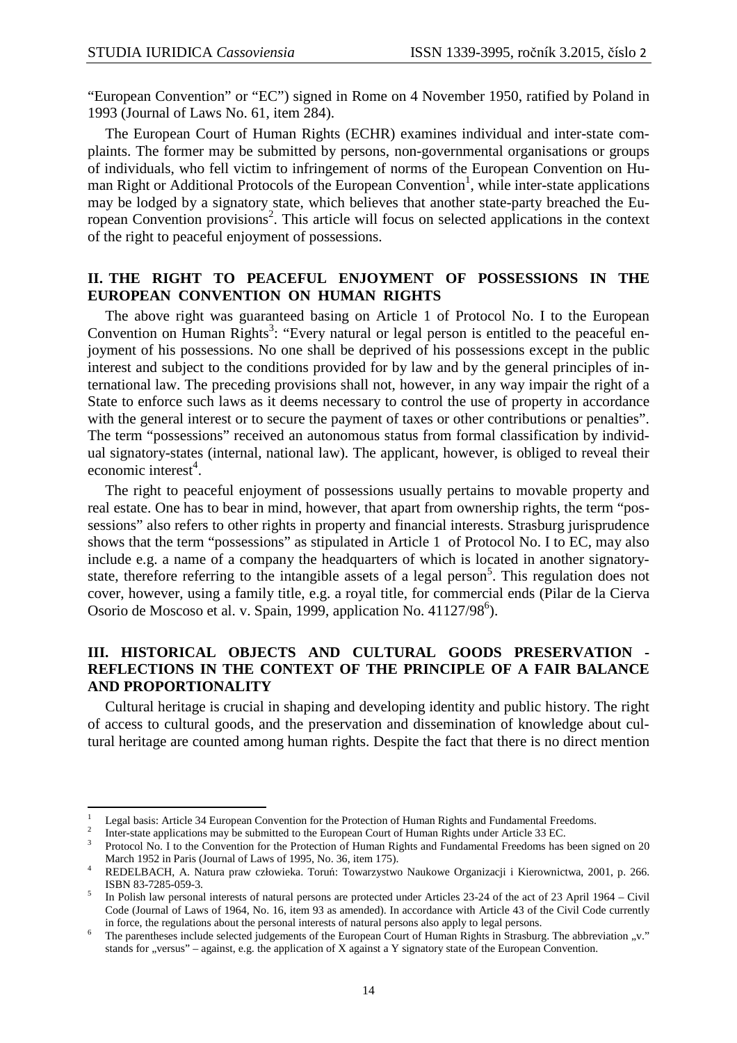"European Convention" or "EC") signed in Rome on 4 November 1950, ratified by Poland in 1993 (Journal of Laws No. 61, item 284).

The European Court of Human Rights (ECHR) examines individual and inter-state complaints. The former may be submitted by persons, non-governmental organisations or groups of individuals, who fell victim to infringement of norms of the European Convention on Human Right or Additional Protocols of the European Convention[1], while inter-state applications may be lodged by a signatory state, which believes that another state-party breached the European Convention provisions[2]. This article will focus on selected applications in the context of the right to peaceful enjoyment of possessions.

## II. THE RIGHT TO PEACEFUL ENJOYMENT OF POSSESSIONS IN THE EUROPEAN CONVENTION ON HUMAN RIGHTS

The above right was guaranteed basing on Article 1 of Protocol No. I to the European Convention on Human Rights[3]: "Every natural or legal person is entitled to the peaceful enjoyment of his possessions. No one shall be deprived of his possessions except in the public interest and subject to the conditions provided for by law and by the general principles of international law. The preceding provisions shall not, however, in any way impair the right of a State to enforce such laws as it deems necessary to control the use of property in accordance with the general interest or to secure the payment of taxes or other contributions or penalties". The term "possessions" received an autonomous status from formal classification by individual signatory-states (internal, national law). The applicant, however, is obliged to reveal their economic interest[4].

The right to peaceful enjoyment of possessions usually pertains to movable property and real estate. One has to bear in mind, however, that apart from ownership rights, the term "possessions" also refers to other rights in property and financial interests. Strasburg jurisprudence shows that the term "possessions" as stipulated in Article 1 of Protocol No. I to EC, may also include e.g. a name of a company the headquarters of which is located in another signatory-state, therefore referring to the intangible assets of a legal person[5]. This regulation does not cover, however, using a family title, e.g. a royal title, for commercial ends (Pilar de la Cierva Osorio de Moscoso et al. v. Spain, 1999, application No. 41127/98[6]).

## III. HISTORICAL OBJECTS AND CULTURAL GOODS PRESERVATION - REFLECTIONS IN THE CONTEXT OF THE PRINCIPLE OF A FAIR BALANCE AND PROPORTIONALITY

Cultural heritage is crucial in shaping and developing identity and public history. The right of access to cultural goods, and the preservation and dissemination of knowledge about cultural heritage are counted among human rights. Despite the fact that there is no direct mention

---

[1] Legal basis: Article 34 European Convention for the Protection of Human Rights and Fundamental Freedoms.

[2] Inter-state applications may be submitted to the European Court of Human Rights under Article 33 EC.

[3] Protocol No. I to the Convention for the Protection of Human Rights and Fundamental Freedoms has been signed on 20 March 1952 in Paris (Journal of Laws of 1995, No. 36, item 175).

[4] REDELBACH, A. Natura praw człowieka. Toruń: Towarzystwo Naukowe Organizacji i Kierownictwa, 2001, p. 266. ISBN 83-7285-059-3.

[5] In Polish law personal interests of natural persons are protected under Articles 23-24 of the act of 23 April 1964 – Civil Code (Journal of Laws of 1964, No. 16, item 93 as amended). In accordance with Article 43 of the Civil Code currently in force, the regulations about the personal interests of natural persons also apply to legal persons.

[6] The parentheses include selected judgements of the European Court of Human Rights in Strasburg. The abbreviation „v." stands for „versus" – against, e.g. the application of X against a Y signatory state of the European Convention.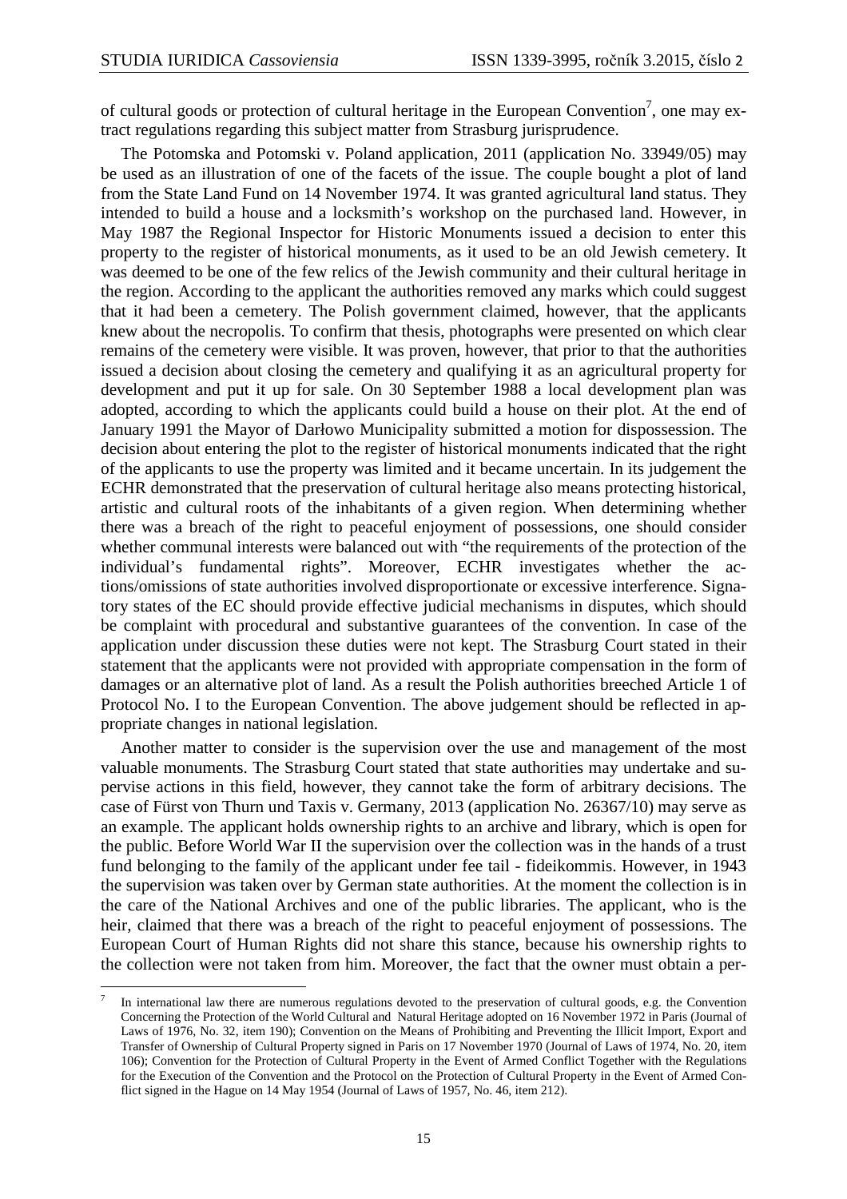of cultural goods or protection of cultural heritage in the European Convention[7], one may extract regulations regarding this subject matter from Strasburg jurisprudence.

The Potomska and Potomski v. Poland application, 2011 (application No. 33949/05) may be used as an illustration of one of the facets of the issue. The couple bought a plot of land from the State Land Fund on 14 November 1974. It was granted agricultural land status. They intended to build a house and a locksmith's workshop on the purchased land. However, in May 1987 the Regional Inspector for Historic Monuments issued a decision to enter this property to the register of historical monuments, as it used to be an old Jewish cemetery. It was deemed to be one of the few relics of the Jewish community and their cultural heritage in the region. According to the applicant the authorities removed any marks which could suggest that it had been a cemetery. The Polish government claimed, however, that the applicants knew about the necropolis. To confirm that thesis, photographs were presented on which clear remains of the cemetery were visible. It was proven, however, that prior to that the authorities issued a decision about closing the cemetery and qualifying it as an agricultural property for development and put it up for sale. On 30 September 1988 a local development plan was adopted, according to which the applicants could build a house on their plot. At the end of January 1991 the Mayor of Darłowo Municipality submitted a motion for dispossession. The decision about entering the plot to the register of historical monuments indicated that the right of the applicants to use the property was limited and it became uncertain. In its judgement the ECHR demonstrated that the preservation of cultural heritage also means protecting historical, artistic and cultural roots of the inhabitants of a given region. When determining whether there was a breach of the right to peaceful enjoyment of possessions, one should consider whether communal interests were balanced out with "the requirements of the protection of the individual's fundamental rights". Moreover, ECHR investigates whether the actions/omissions of state authorities involved disproportionate or excessive interference. Signatory states of the EC should provide effective judicial mechanisms in disputes, which should be complaint with procedural and substantive guarantees of the convention. In case of the application under discussion these duties were not kept. The Strasburg Court stated in their statement that the applicants were not provided with appropriate compensation in the form of damages or an alternative plot of land. As a result the Polish authorities breeched Article 1 of Protocol No. I to the European Convention. The above judgement should be reflected in appropriate changes in national legislation.

Another matter to consider is the supervision over the use and management of the most valuable monuments. The Strasburg Court stated that state authorities may undertake and supervise actions in this field, however, they cannot take the form of arbitrary decisions. The case of Fürst von Thurn und Taxis v. Germany, 2013 (application No. 26367/10) may serve as an example. The applicant holds ownership rights to an archive and library, which is open for the public. Before World War II the supervision over the collection was in the hands of a trust fund belonging to the family of the applicant under fee tail - fideikommis. However, in 1943 the supervision was taken over by German state authorities. At the moment the collection is in the care of the National Archives and one of the public libraries. The applicant, who is the heir, claimed that there was a breach of the right to peaceful enjoyment of possessions. The European Court of Human Rights did not share this stance, because his ownership rights to the collection were not taken from him. Moreover, the fact that the owner must obtain a per-

[7] In international law there are numerous regulations devoted to the preservation of cultural goods, e.g. the Convention Concerning the Protection of the World Cultural and Natural Heritage adopted on 16 November 1972 in Paris (Journal of Laws of 1976, No. 32, item 190); Convention on the Means of Prohibiting and Preventing the Illicit Import, Export and Transfer of Ownership of Cultural Property signed in Paris on 17 November 1970 (Journal of Laws of 1974, No. 20, item 106); Convention for the Protection of Cultural Property in the Event of Armed Conflict Together with the Regulations for the Execution of the Convention and the Protocol on the Protection of Cultural Property in the Event of Armed Conflict signed in the Hague on 14 May 1954 (Journal of Laws of 1957, No. 46, item 212).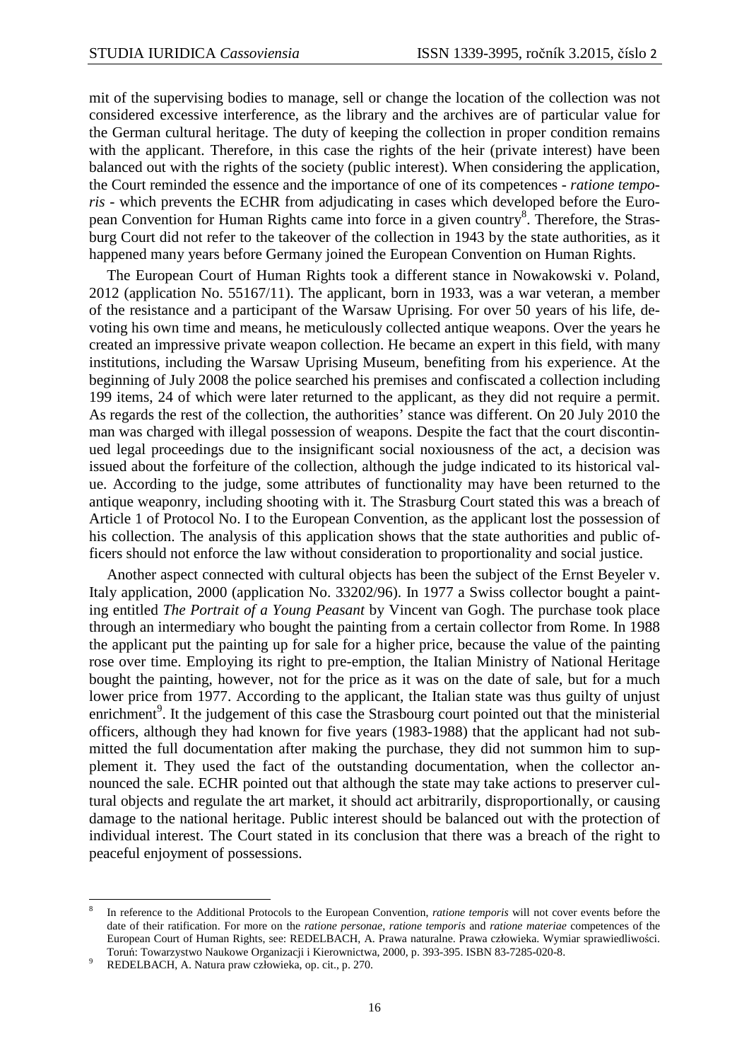mit of the supervising bodies to manage, sell or change the location of the collection was not considered excessive interference, as the library and the archives are of particular value for the German cultural heritage. The duty of keeping the collection in proper condition remains with the applicant. Therefore, in this case the rights of the heir (private interest) have been balanced out with the rights of the society (public interest). When considering the application, the Court reminded the essence and the importance of one of its competences - *ratione temporis* - which prevents the ECHR from adjudicating in cases which developed before the European Convention for Human Rights came into force in a given country[8]. Therefore, the Strasburg Court did not refer to the takeover of the collection in 1943 by the state authorities, as it happened many years before Germany joined the European Convention on Human Rights.

The European Court of Human Rights took a different stance in Nowakowski v. Poland, 2012 (application No. 55167/11). The applicant, born in 1933, was a war veteran, a member of the resistance and a participant of the Warsaw Uprising. For over 50 years of his life, devoting his own time and means, he meticulously collected antique weapons. Over the years he created an impressive private weapon collection. He became an expert in this field, with many institutions, including the Warsaw Uprising Museum, benefiting from his experience. At the beginning of July 2008 the police searched his premises and confiscated a collection including 199 items, 24 of which were later returned to the applicant, as they did not require a permit. As regards the rest of the collection, the authorities' stance was different. On 20 July 2010 the man was charged with illegal possession of weapons. Despite the fact that the court discontinued legal proceedings due to the insignificant social noxiousness of the act, a decision was issued about the forfeiture of the collection, although the judge indicated to its historical value. According to the judge, some attributes of functionality may have been returned to the antique weaponry, including shooting with it. The Strasburg Court stated this was a breach of Article 1 of Protocol No. I to the European Convention, as the applicant lost the possession of his collection. The analysis of this application shows that the state authorities and public officers should not enforce the law without consideration to proportionality and social justice.

Another aspect connected with cultural objects has been the subject of the Ernst Beyeler v. Italy application, 2000 (application No. 33202/96). In 1977 a Swiss collector bought a painting entitled *The Portrait of a Young Peasant* by Vincent van Gogh. The purchase took place through an intermediary who bought the painting from a certain collector from Rome. In 1988 the applicant put the painting up for sale for a higher price, because the value of the painting rose over time. Employing its right to pre-emption, the Italian Ministry of National Heritage bought the painting, however, not for the price as it was on the date of sale, but for a much lower price from 1977. According to the applicant, the Italian state was thus guilty of unjust enrichment[9]. It the judgement of this case the Strasbourg court pointed out that the ministerial officers, although they had known for five years (1983-1988) that the applicant had not submitted the full documentation after making the purchase, they did not summon him to supplement it. They used the fact of the outstanding documentation, when the collector announced the sale. ECHR pointed out that although the state may take actions to preserver cultural objects and regulate the art market, it should act arbitrarily, disproportionally, or causing damage to the national heritage. Public interest should be balanced out with the protection of individual interest. The Court stated in its conclusion that there was a breach of the right to peaceful enjoyment of possessions.

---

[8] In reference to the Additional Protocols to the European Convention, *ratione temporis* will not cover events before the date of their ratification. For more on the *ratione personae*, *ratione temporis* and *ratione materiae* competences of the European Court of Human Rights, see: REDELBACH, A. Prawa naturalne. Prawa człowieka. Wymiar sprawiedliwości. Toruń: Towarzystwo Naukowe Organizacji i Kierownictwa, 2000, p. 393-395. ISBN 83-7285-020-8.

[9] REDELBACH, A. Natura praw człowieka, op. cit., p. 270.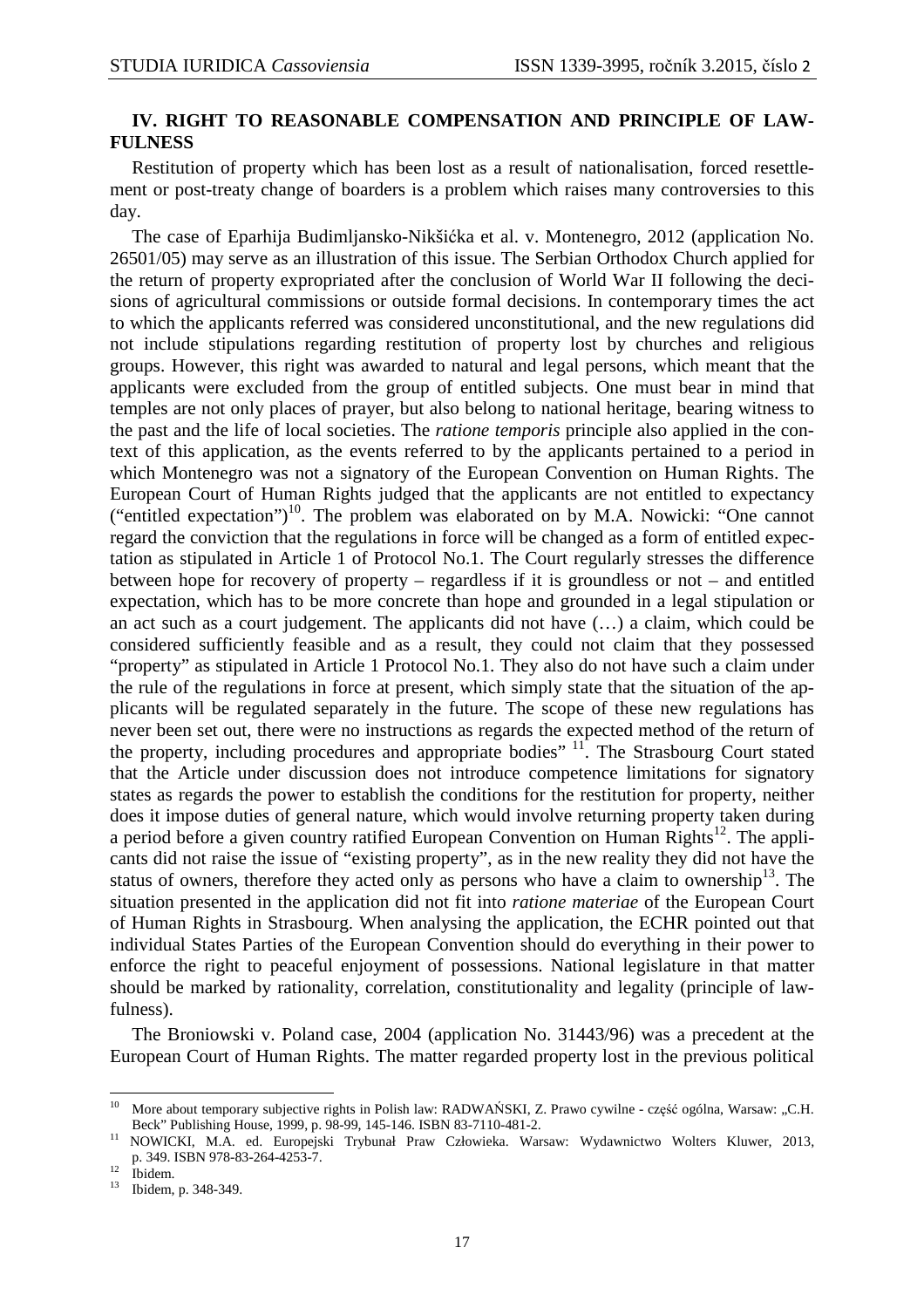## IV. RIGHT TO REASONABLE COMPENSATION AND PRINCIPLE OF LAWFULNESS

Restitution of property which has been lost as a result of nationalisation, forced resettlement or post-treaty change of boarders is a problem which raises many controversies to this day.

The case of Eparhija Budimljansko-Nikšićka et al. v. Montenegro, 2012 (application No. 26501/05) may serve as an illustration of this issue. The Serbian Orthodox Church applied for the return of property expropriated after the conclusion of World War II following the decisions of agricultural commissions or outside formal decisions. In contemporary times the act to which the applicants referred was considered unconstitutional, and the new regulations did not include stipulations regarding restitution of property lost by churches and religious groups. However, this right was awarded to natural and legal persons, which meant that the applicants were excluded from the group of entitled subjects. One must bear in mind that temples are not only places of prayer, but also belong to national heritage, bearing witness to the past and the life of local societies. The *ratione temporis* principle also applied in the context of this application, as the events referred to by the applicants pertained to a period in which Montenegro was not a signatory of the European Convention on Human Rights. The European Court of Human Rights judged that the applicants are not entitled to expectancy ("entitled expectation")[10]. The problem was elaborated on by M.A. Nowicki: "One cannot regard the conviction that the regulations in force will be changed as a form of entitled expectation as stipulated in Article 1 of Protocol No.1. The Court regularly stresses the difference between hope for recovery of property – regardless if it is groundless or not – and entitled expectation, which has to be more concrete than hope and grounded in a legal stipulation or an act such as a court judgement. The applicants did not have (…) a claim, which could be considered sufficiently feasible and as a result, they could not claim that they possessed "property" as stipulated in Article 1 Protocol No.1. They also do not have such a claim under the rule of the regulations in force at present, which simply state that the situation of the applicants will be regulated separately in the future. The scope of these new regulations has never been set out, there were no instructions as regards the expected method of the return of the property, including procedures and appropriate bodies" [11]. The Strasbourg Court stated that the Article under discussion does not introduce competence limitations for signatory states as regards the power to establish the conditions for the restitution for property, neither does it impose duties of general nature, which would involve returning property taken during a period before a given country ratified European Convention on Human Rights[12]. The applicants did not raise the issue of "existing property", as in the new reality they did not have the status of owners, therefore they acted only as persons who have a claim to ownership[13]. The situation presented in the application did not fit into *ratione materiae* of the European Court of Human Rights in Strasbourg. When analysing the application, the ECHR pointed out that individual States Parties of the European Convention should do everything in their power to enforce the right to peaceful enjoyment of possessions. National legislature in that matter should be marked by rationality, correlation, constitutionality and legality (principle of lawfulness).

The Broniowski v. Poland case, 2004 (application No. 31443/96) was a precedent at the European Court of Human Rights. The matter regarded property lost in the previous political

---

[10] More about temporary subjective rights in Polish law: RADWAŃSKI, Z. Prawo cywilne - część ogólna, Warsaw: „C.H. Beck" Publishing House, 1999, p. 98-99, 145-146. ISBN 83-7110-481-2.

[11] NOWICKI, M.A. ed. Europejski Trybunał Praw Człowieka. Warsaw: Wydawnictwo Wolters Kluwer, 2013, p. 349. ISBN 978-83-264-4253-7.

[12] Ibidem.

[13] Ibidem, p. 348-349.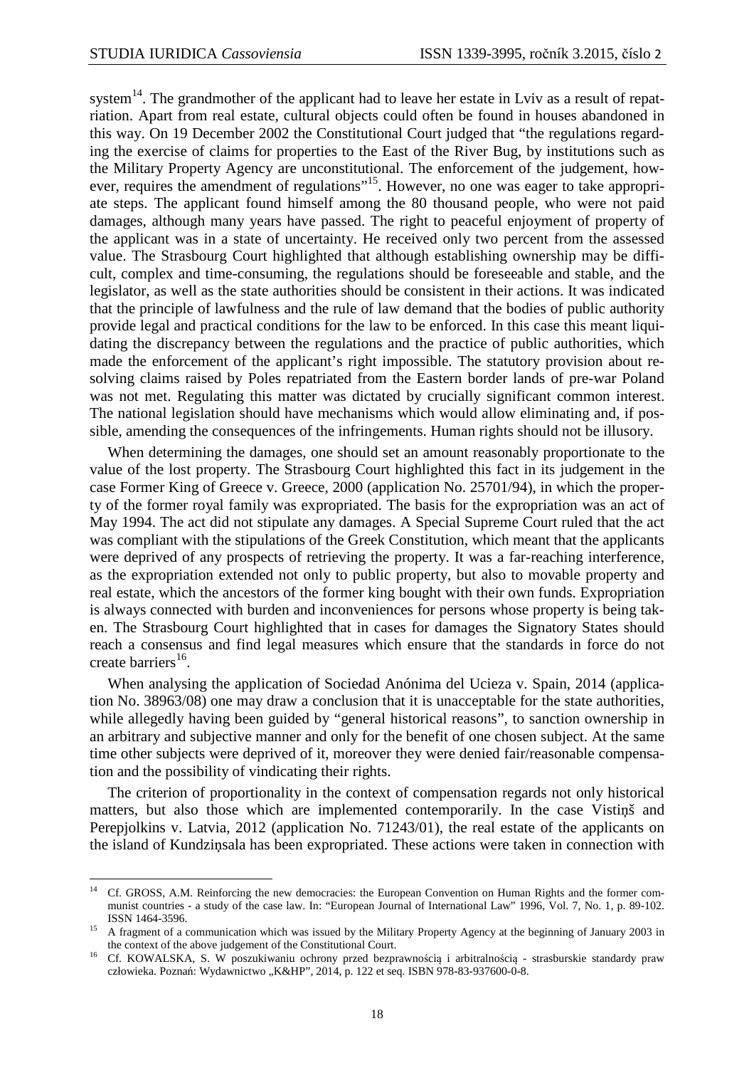system[14]. The grandmother of the applicant had to leave her estate in Lviv as a result of repatriation. Apart from real estate, cultural objects could often be found in houses abandoned in this way. On 19 December 2002 the Constitutional Court judged that "the regulations regarding the exercise of claims for properties to the East of the River Bug, by institutions such as the Military Property Agency are unconstitutional. The enforcement of the judgement, however, requires the amendment of regulations"[15]. However, no one was eager to take appropriate steps. The applicant found himself among the 80 thousand people, who were not paid damages, although many years have passed. The right to peaceful enjoyment of property of the applicant was in a state of uncertainty. He received only two percent from the assessed value. The Strasbourg Court highlighted that although establishing ownership may be difficult, complex and time-consuming, the regulations should be foreseeable and stable, and the legislator, as well as the state authorities should be consistent in their actions. It was indicated that the principle of lawfulness and the rule of law demand that the bodies of public authority provide legal and practical conditions for the law to be enforced. In this case this meant liquidating the discrepancy between the regulations and the practice of public authorities, which made the enforcement of the applicant's right impossible. The statutory provision about resolving claims raised by Poles repatriated from the Eastern border lands of pre-war Poland was not met. Regulating this matter was dictated by crucially significant common interest. The national legislation should have mechanisms which would allow eliminating and, if possible, amending the consequences of the infringements. Human rights should not be illusory.

When determining the damages, one should set an amount reasonably proportionate to the value of the lost property. The Strasbourg Court highlighted this fact in its judgement in the case Former King of Greece v. Greece, 2000 (application No. 25701/94), in which the property of the former royal family was expropriated. The basis for the expropriation was an act of May 1994. The act did not stipulate any damages. A Special Supreme Court ruled that the act was compliant with the stipulations of the Greek Constitution, which meant that the applicants were deprived of any prospects of retrieving the property. It was a far-reaching interference, as the expropriation extended not only to public property, but also to movable property and real estate, which the ancestors of the former king bought with their own funds. Expropriation is always connected with burden and inconveniences for persons whose property is being taken. The Strasbourg Court highlighted that in cases for damages the Signatory States should reach a consensus and find legal measures which ensure that the standards in force do not create barriers[16].

When analysing the application of Sociedad Anónima del Ucieza v. Spain, 2014 (application No. 38963/08) one may draw a conclusion that it is unacceptable for the state authorities, while allegedly having been guided by "general historical reasons", to sanction ownership in an arbitrary and subjective manner and only for the benefit of one chosen subject. At the same time other subjects were deprived of it, moreover they were denied fair/reasonable compensation and the possibility of vindicating their rights.

The criterion of proportionality in the context of compensation regards not only historical matters, but also those which are implemented contemporarily. In the case Vistiņš and Perepjolkins v. Latvia, 2012 (application No. 71243/01), the real estate of the applicants on the island of Kundziņsala has been expropriated. These actions were taken in connection with

---

[14] Cf. GROSS, A.M. Reinforcing the new democracies: the European Convention on Human Rights and the former communist countries - a study of the case law. In: "European Journal of International Law" 1996, Vol. 7, No. 1, p. 89-102. ISSN 1464-3596.

[15] A fragment of a communication which was issued by the Military Property Agency at the beginning of January 2003 in the context of the above judgement of the Constitutional Court.

[16] Cf. KOWALSKA, S. W poszukiwaniu ochrony przed bezprawnością i arbitralnością - strasburskie standardy praw człowieka. Poznań: Wydawnictwo „K&HP", 2014, p. 122 et seq. ISBN 978-83-937600-0-8.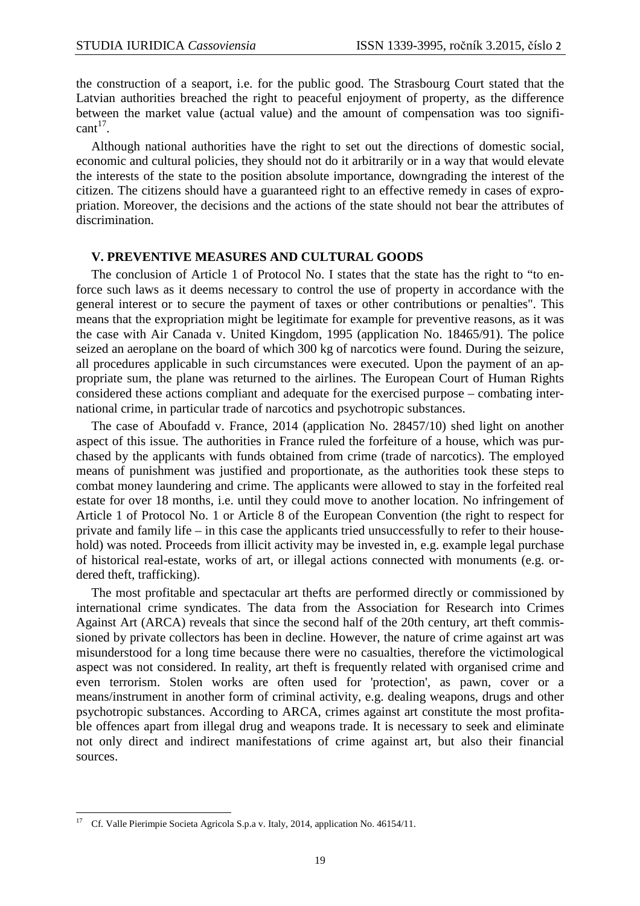the construction of a seaport, i.e. for the public good. The Strasbourg Court stated that the Latvian authorities breached the right to peaceful enjoyment of property, as the difference between the market value (actual value) and the amount of compensation was too significant[17].

Although national authorities have the right to set out the directions of domestic social, economic and cultural policies, they should not do it arbitrarily or in a way that would elevate the interests of the state to the position absolute importance, downgrading the interest of the citizen. The citizens should have a guaranteed right to an effective remedy in cases of expropriation. Moreover, the decisions and the actions of the state should not bear the attributes of discrimination.

## V. PREVENTIVE MEASURES AND CULTURAL GOODS

The conclusion of Article 1 of Protocol No. I states that the state has the right to "to enforce such laws as it deems necessary to control the use of property in accordance with the general interest or to secure the payment of taxes or other contributions or penalties". This means that the expropriation might be legitimate for example for preventive reasons, as it was the case with Air Canada v. United Kingdom, 1995 (application No. 18465/91). The police seized an aeroplane on the board of which 300 kg of narcotics were found. During the seizure, all procedures applicable in such circumstances were executed. Upon the payment of an appropriate sum, the plane was returned to the airlines. The European Court of Human Rights considered these actions compliant and adequate for the exercised purpose – combating international crime, in particular trade of narcotics and psychotropic substances.

The case of Aboufadd v. France, 2014 (application No. 28457/10) shed light on another aspect of this issue. The authorities in France ruled the forfeiture of a house, which was purchased by the applicants with funds obtained from crime (trade of narcotics). The employed means of punishment was justified and proportionate, as the authorities took these steps to combat money laundering and crime. The applicants were allowed to stay in the forfeited real estate for over 18 months, i.e. until they could move to another location. No infringement of Article 1 of Protocol No. 1 or Article 8 of the European Convention (the right to respect for private and family life – in this case the applicants tried unsuccessfully to refer to their household) was noted. Proceeds from illicit activity may be invested in, e.g. example legal purchase of historical real-estate, works of art, or illegal actions connected with monuments (e.g. ordered theft, trafficking).

The most profitable and spectacular art thefts are performed directly or commissioned by international crime syndicates. The data from the Association for Research into Crimes Against Art (ARCA) reveals that since the second half of the 20th century, art theft commissioned by private collectors has been in decline. However, the nature of crime against art was misunderstood for a long time because there were no casualties, therefore the victimological aspect was not considered. In reality, art theft is frequently related with organised crime and even terrorism. Stolen works are often used for 'protection', as pawn, cover or a means/instrument in another form of criminal activity, e.g. dealing weapons, drugs and other psychotropic substances. According to ARCA, crimes against art constitute the most profitable offences apart from illegal drug and weapons trade. It is necessary to seek and eliminate not only direct and indirect manifestations of crime against art, but also their financial sources.

---

[17] Cf. Valle Pierimpie Societa Agricola S.p.a v. Italy, 2014, application No. 46154/11.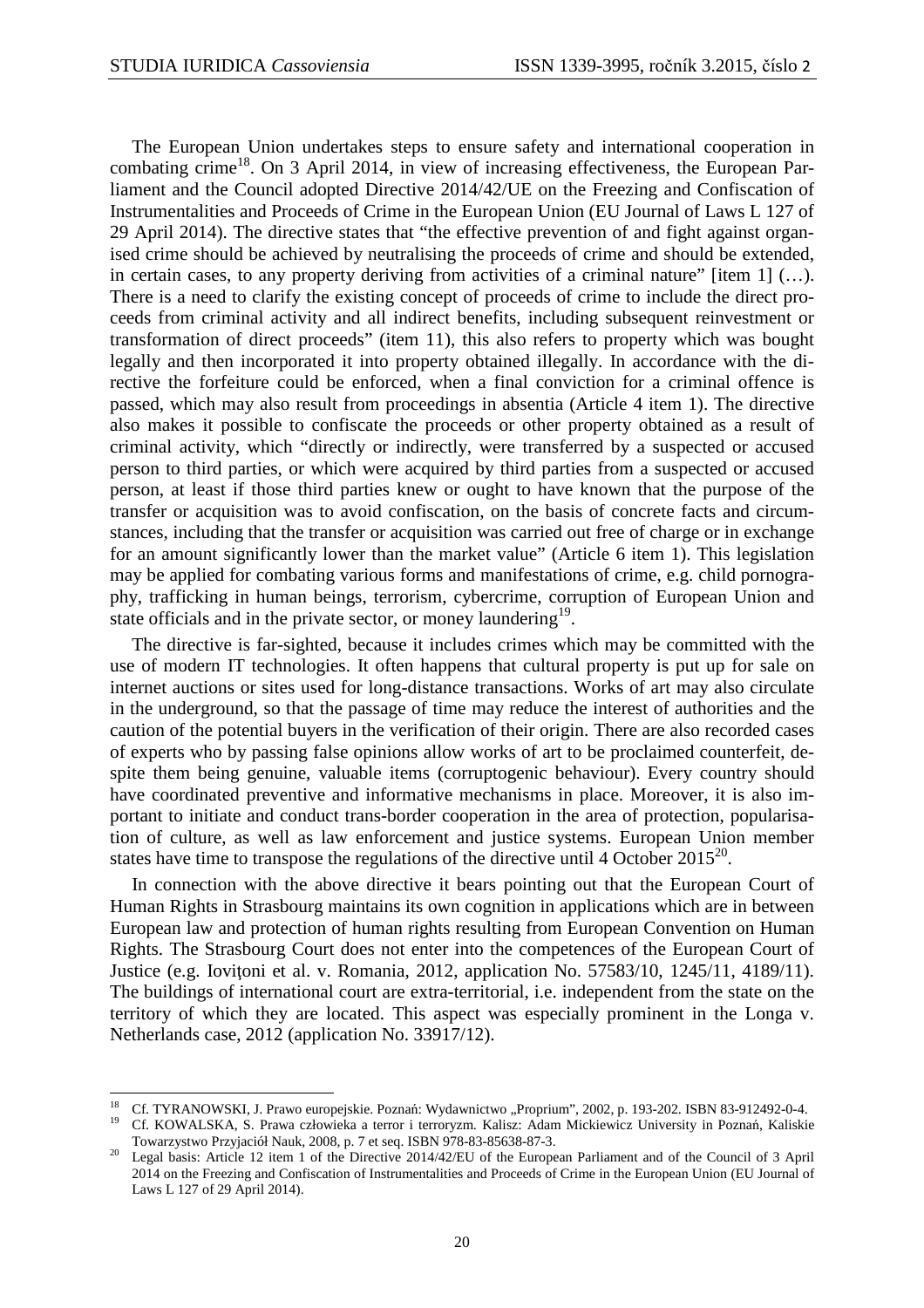The European Union undertakes steps to ensure safety and international cooperation in combating crime[18]. On 3 April 2014, in view of increasing effectiveness, the European Parliament and the Council adopted Directive 2014/42/UE on the Freezing and Confiscation of Instrumentalities and Proceeds of Crime in the European Union (EU Journal of Laws L 127 of 29 April 2014). The directive states that "the effective prevention of and fight against organised crime should be achieved by neutralising the proceeds of crime and should be extended, in certain cases, to any property deriving from activities of a criminal nature" [item 1] (…). There is a need to clarify the existing concept of proceeds of crime to include the direct proceeds from criminal activity and all indirect benefits, including subsequent reinvestment or transformation of direct proceeds" (item 11), this also refers to property which was bought legally and then incorporated it into property obtained illegally. In accordance with the directive the forfeiture could be enforced, when a final conviction for a criminal offence is passed, which may also result from proceedings in absentia (Article 4 item 1). The directive also makes it possible to confiscate the proceeds or other property obtained as a result of criminal activity, which "directly or indirectly, were transferred by a suspected or accused person to third parties, or which were acquired by third parties from a suspected or accused person, at least if those third parties knew or ought to have known that the purpose of the transfer or acquisition was to avoid confiscation, on the basis of concrete facts and circumstances, including that the transfer or acquisition was carried out free of charge or in exchange for an amount significantly lower than the market value" (Article 6 item 1). This legislation may be applied for combating various forms and manifestations of crime, e.g. child pornography, trafficking in human beings, terrorism, cybercrime, corruption of European Union and state officials and in the private sector, or money laundering[19].

The directive is far-sighted, because it includes crimes which may be committed with the use of modern IT technologies. It often happens that cultural property is put up for sale on internet auctions or sites used for long-distance transactions. Works of art may also circulate in the underground, so that the passage of time may reduce the interest of authorities and the caution of the potential buyers in the verification of their origin. There are also recorded cases of experts who by passing false opinions allow works of art to be proclaimed counterfeit, despite them being genuine, valuable items (corruptogenic behaviour). Every country should have coordinated preventive and informative mechanisms in place. Moreover, it is also important to initiate and conduct trans-border cooperation in the area of protection, popularisation of culture, as well as law enforcement and justice systems. European Union member states have time to transpose the regulations of the directive until 4 October 2015[20].

In connection with the above directive it bears pointing out that the European Court of Human Rights in Strasbourg maintains its own cognition in applications which are in between European law and protection of human rights resulting from European Convention on Human Rights. The Strasbourg Court does not enter into the competences of the European Court of Justice (e.g. Iovițoni et al. v. Romania, 2012, application No. 57583/10, 1245/11, 4189/11). The buildings of international court are extra-territorial, i.e. independent from the state on the territory of which they are located. This aspect was especially prominent in the Longa v. Netherlands case, 2012 (application No. 33917/12).

---

[18] Cf. TYRANOWSKI, J. Prawo europejskie. Poznań: Wydawnictwo „Proprium", 2002, p. 193-202. ISBN 83-912492-0-4.

[19] Cf. KOWALSKA, S. Prawa człowieka a terror i terroryzm. Kalisz: Adam Mickiewicz University in Poznań, Kaliskie Towarzystwo Przyjaciół Nauk, 2008, p. 7 et seq. ISBN 978-83-85638-87-3.

[20] Legal basis: Article 12 item 1 of the Directive 2014/42/EU of the European Parliament and of the Council of 3 April 2014 on the Freezing and Confiscation of Instrumentalities and Proceeds of Crime in the European Union (EU Journal of Laws L 127 of 29 April 2014).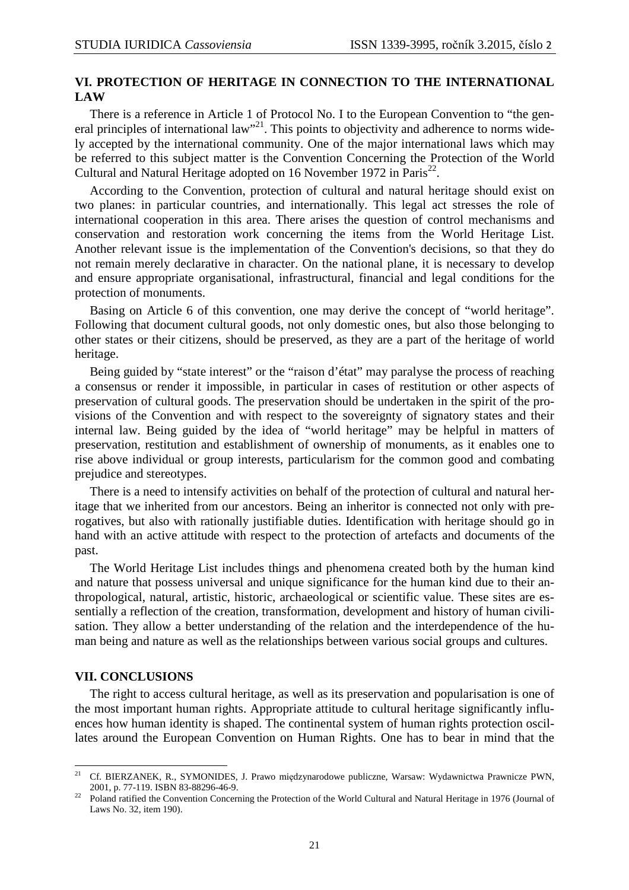## VI. PROTECTION OF HERITAGE IN CONNECTION TO THE INTERNATIONAL LAW

There is a reference in Article 1 of Protocol No. I to the European Convention to "the general principles of international law"[21]. This points to objectivity and adherence to norms widely accepted by the international community. One of the major international laws which may be referred to this subject matter is the Convention Concerning the Protection of the World Cultural and Natural Heritage adopted on 16 November 1972 in Paris[22].

According to the Convention, protection of cultural and natural heritage should exist on two planes: in particular countries, and internationally. This legal act stresses the role of international cooperation in this area. There arises the question of control mechanisms and conservation and restoration work concerning the items from the World Heritage List. Another relevant issue is the implementation of the Convention's decisions, so that they do not remain merely declarative in character. On the national plane, it is necessary to develop and ensure appropriate organisational, infrastructural, financial and legal conditions for the protection of monuments.

Basing on Article 6 of this convention, one may derive the concept of "world heritage". Following that document cultural goods, not only domestic ones, but also those belonging to other states or their citizens, should be preserved, as they are a part of the heritage of world heritage.

Being guided by "state interest" or the "raison d'état" may paralyse the process of reaching a consensus or render it impossible, in particular in cases of restitution or other aspects of preservation of cultural goods. The preservation should be undertaken in the spirit of the provisions of the Convention and with respect to the sovereignty of signatory states and their internal law. Being guided by the idea of "world heritage" may be helpful in matters of preservation, restitution and establishment of ownership of monuments, as it enables one to rise above individual or group interests, particularism for the common good and combating prejudice and stereotypes.

There is a need to intensify activities on behalf of the protection of cultural and natural heritage that we inherited from our ancestors. Being an inheritor is connected not only with prerogatives, but also with rationally justifiable duties. Identification with heritage should go in hand with an active attitude with respect to the protection of artefacts and documents of the past.

The World Heritage List includes things and phenomena created both by the human kind and nature that possess universal and unique significance for the human kind due to their anthropological, natural, artistic, historic, archaeological or scientific value. These sites are essentially a reflection of the creation, transformation, development and history of human civilisation. They allow a better understanding of the relation and the interdependence of the human being and nature as well as the relationships between various social groups and cultures.

## VII. CONCLUSIONS

The right to access cultural heritage, as well as its preservation and popularisation is one of the most important human rights. Appropriate attitude to cultural heritage significantly influences how human identity is shaped. The continental system of human rights protection oscillates around the European Convention on Human Rights. One has to bear in mind that the

---

[21] Cf. BIERZANEK, R., SYMONIDES, J. Prawo międzynarodowe publiczne, Warsaw: Wydawnictwa Prawnicze PWN, 2001, p. 77-119. ISBN 83-88296-46-9.

[22] Poland ratified the Convention Concerning the Protection of the World Cultural and Natural Heritage in 1976 (Journal of Laws No. 32, item 190).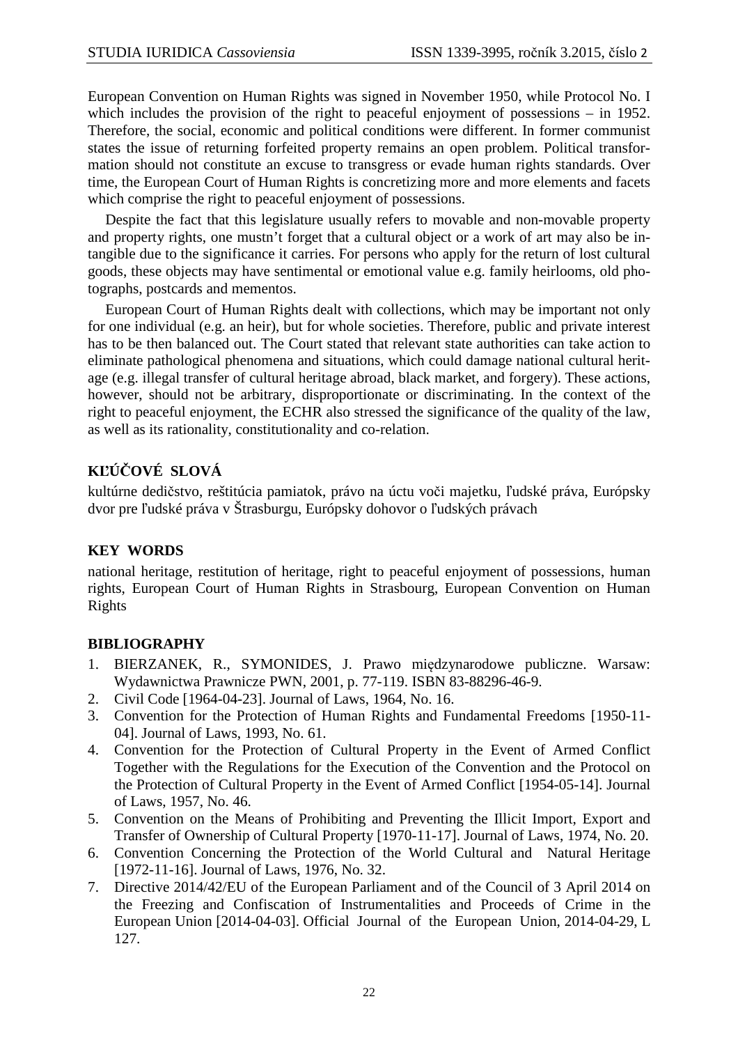European Convention on Human Rights was signed in November 1950, while Protocol No. I which includes the provision of the right to peaceful enjoyment of possessions – in 1952. Therefore, the social, economic and political conditions were different. In former communist states the issue of returning forfeited property remains an open problem. Political transformation should not constitute an excuse to transgress or evade human rights standards. Over time, the European Court of Human Rights is concretizing more and more elements and facets which comprise the right to peaceful enjoyment of possessions.

Despite the fact that this legislature usually refers to movable and non-movable property and property rights, one mustn't forget that a cultural object or a work of art may also be intangible due to the significance it carries. For persons who apply for the return of lost cultural goods, these objects may have sentimental or emotional value e.g. family heirlooms, old photographs, postcards and mementos.

European Court of Human Rights dealt with collections, which may be important not only for one individual (e.g. an heir), but for whole societies. Therefore, public and private interest has to be then balanced out. The Court stated that relevant state authorities can take action to eliminate pathological phenomena and situations, which could damage national cultural heritage (e.g. illegal transfer of cultural heritage abroad, black market, and forgery). These actions, however, should not be arbitrary, disproportionate or discriminating. In the context of the right to peaceful enjoyment, the ECHR also stressed the significance of the quality of the law, as well as its rationality, constitutionality and co-relation.

## KĽÚČOVÉ SLOVÁ

kultúrne dedičstvo, reštitúcia pamiatok, právo na úctu voči majetku, ľudské práva, Európsky dvor pre ľudské práva v Štrasburgu, Európsky dohovor o ľudských právach

## KEY WORDS

national heritage, restitution of heritage, right to peaceful enjoyment of possessions, human rights, European Court of Human Rights in Strasbourg, European Convention on Human Rights

## BIBLIOGRAPHY

1. BIERZANEK, R., SYMONIDES, J. Prawo międzynarodowe publiczne. Warsaw: Wydawnictwa Prawnicze PWN, 2001, p. 77-119. ISBN 83-88296-46-9.
2. Civil Code [1964-04-23]. Journal of Laws, 1964, No. 16.
3. Convention for the Protection of Human Rights and Fundamental Freedoms [1950-11-04]. Journal of Laws, 1993, No. 61.
4. Convention for the Protection of Cultural Property in the Event of Armed Conflict Together with the Regulations for the Execution of the Convention and the Protocol on the Protection of Cultural Property in the Event of Armed Conflict [1954-05-14]. Journal of Laws, 1957, No. 46.
5. Convention on the Means of Prohibiting and Preventing the Illicit Import, Export and Transfer of Ownership of Cultural Property [1970-11-17]. Journal of Laws, 1974, No. 20.
6. Convention Concerning the Protection of the World Cultural and Natural Heritage [1972-11-16]. Journal of Laws, 1976, No. 32.
7. Directive 2014/42/EU of the European Parliament and of the Council of 3 April 2014 on the Freezing and Confiscation of Instrumentalities and Proceeds of Crime in the European Union [2014-04-03]. Official Journal of the European Union, 2014-04-29, L 127.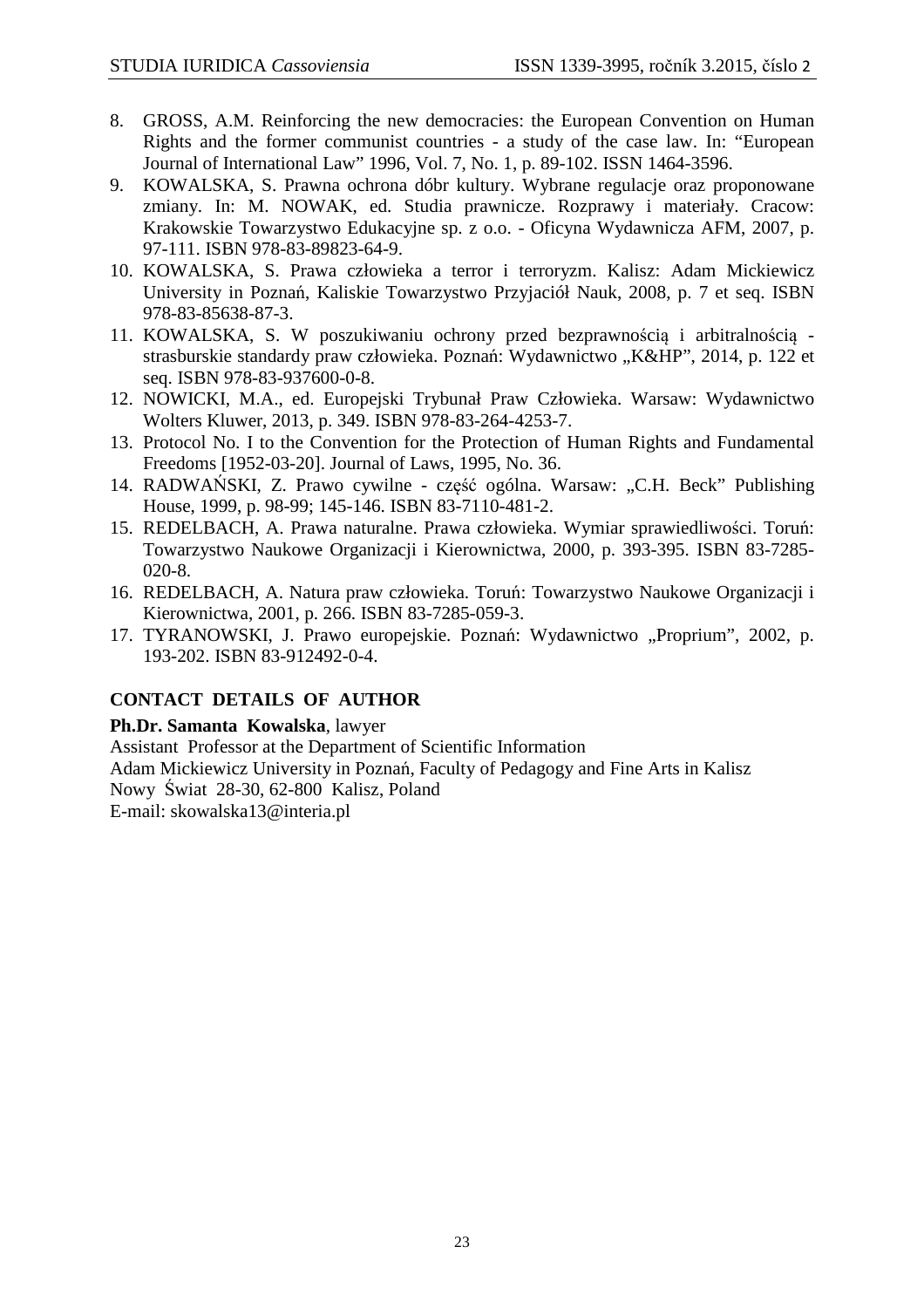8. GROSS, A.M. Reinforcing the new democracies: the European Convention on Human Rights and the former communist countries - a study of the case law. In: "European Journal of International Law" 1996, Vol. 7, No. 1, p. 89-102. ISSN 1464-3596.
9. KOWALSKA, S. Prawna ochrona dóbr kultury. Wybrane regulacje oraz proponowane zmiany. In: M. NOWAK, ed. Studia prawnicze. Rozprawy i materiały. Cracow: Krakowskie Towarzystwo Edukacyjne sp. z o.o. - Oficyna Wydawnicza AFM, 2007, p. 97-111. ISBN 978-83-89823-64-9.
10. KOWALSKA, S. Prawa człowieka a terror i terroryzm. Kalisz: Adam Mickiewicz University in Poznań, Kaliskie Towarzystwo Przyjaciół Nauk, 2008, p. 7 et seq. ISBN 978-83-85638-87-3.
11. KOWALSKA, S. W poszukiwaniu ochrony przed bezprawnością i arbitralnością - strasburskie standardy praw człowieka. Poznań: Wydawnictwo „K&HP", 2014, p. 122 et seq. ISBN 978-83-937600-0-8.
12. NOWICKI, M.A., ed. Europejski Trybunał Praw Człowieka. Warsaw: Wydawnictwo Wolters Kluwer, 2013, p. 349. ISBN 978-83-264-4253-7.
13. Protocol No. I to the Convention for the Protection of Human Rights and Fundamental Freedoms [1952-03-20]. Journal of Laws, 1995, No. 36.
14. RADWAŃSKI, Z. Prawo cywilne - część ogólna. Warsaw: „C.H. Beck" Publishing House, 1999, p. 98-99; 145-146. ISBN 83-7110-481-2.
15. REDELBACH, A. Prawa naturalne. Prawa człowieka. Wymiar sprawiedliwości. Toruń: Towarzystwo Naukowe Organizacji i Kierownictwa, 2000, p. 393-395. ISBN 83-7285-020-8.
16. REDELBACH, A. Natura praw człowieka. Toruń: Towarzystwo Naukowe Organizacji i Kierownictwa, 2001, p. 266. ISBN 83-7285-059-3.
17. TYRANOWSKI, J. Prawo europejskie. Poznań: Wydawnictwo „Proprium", 2002, p. 193-202. ISBN 83-912492-0-4.

## CONTACT DETAILS OF AUTHOR

**Ph.Dr. Samanta Kowalska**, lawyer
Assistant Professor at the Department of Scientific Information
Adam Mickiewicz University in Poznań, Faculty of Pedagogy and Fine Arts in Kalisz
Nowy Świat 28-30, 62-800 Kalisz, Poland
E-mail: skowalska13@interia.pl